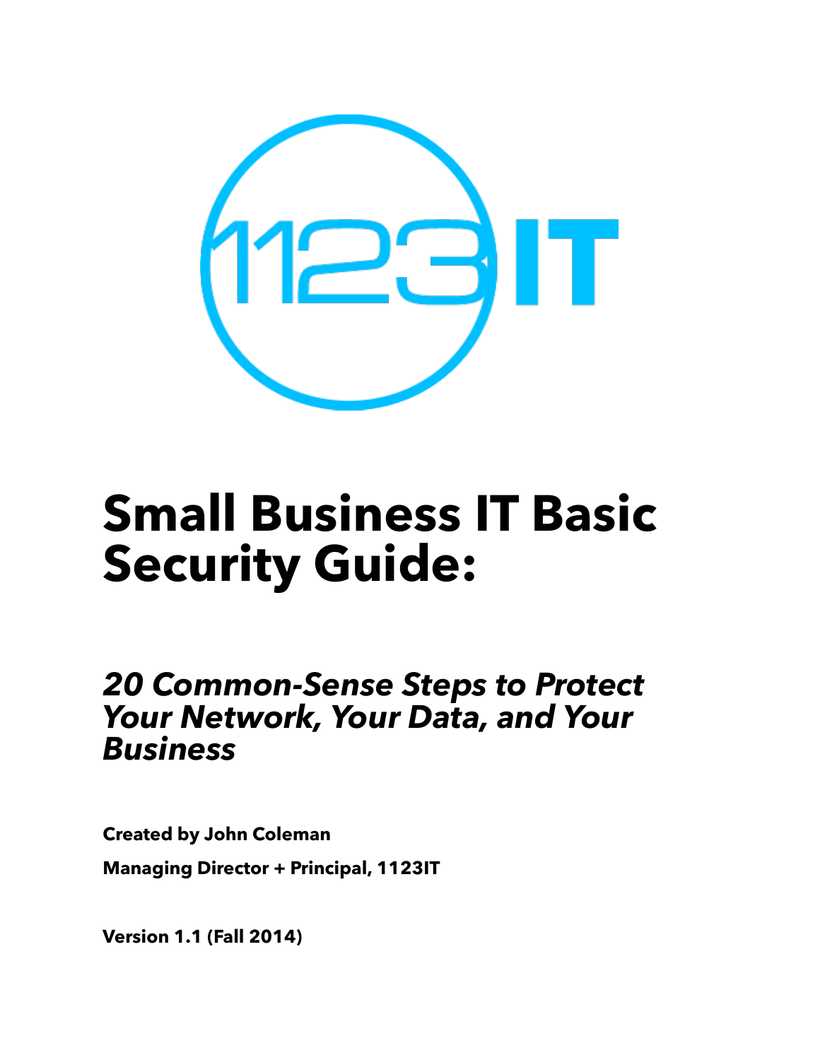# Small Business IT Basic Security Guide:

## *20 Common-Sense Steps to Protect Your Network, Your Data, and Your Business*

**Created by John Coleman**

**Managing Director + Principal, 1123IT**

**Version 1.1 (Fall 2014)**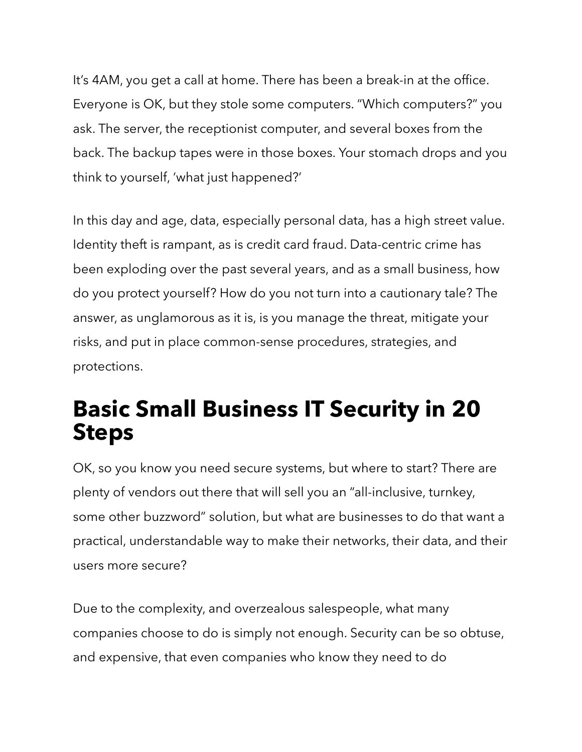It's 4AM, you get a call at home. There has been a break-in at the office. Everyone is OK, but they stole some computers. "Which computers?" you ask. The server, the receptionist computer, and several boxes from the back. The backup tapes were in those boxes. Your stomach drops and you think to yourself, 'what just happened?'

In this day and age, data, especially personal data, has a high street value. Identity theft is rampant, as is credit card fraud. Data-centric crime has been exploding over the past several years, and as a small business, how do you protect yourself? How do you not turn into a cautionary tale? The answer, as unglamorous as it is, is you manage the threat, mitigate your risks, and put in place common-sense procedures, strategies, and protections.

# Basic Small Business IT Security in 20 Steps

OK, so you know you need secure systems, but where to start? There are plenty of vendors out there that will sell you an "all-inclusive, turnkey, some other buzzword" solution, but what are businesses to do that want a practical, understandable way to make their networks, their data, and their users more secure?

Due to the complexity, and overzealous salespeople, what many companies choose to do is simply not enough. Security can be so obtuse, and expensive, that even companies who know they need to do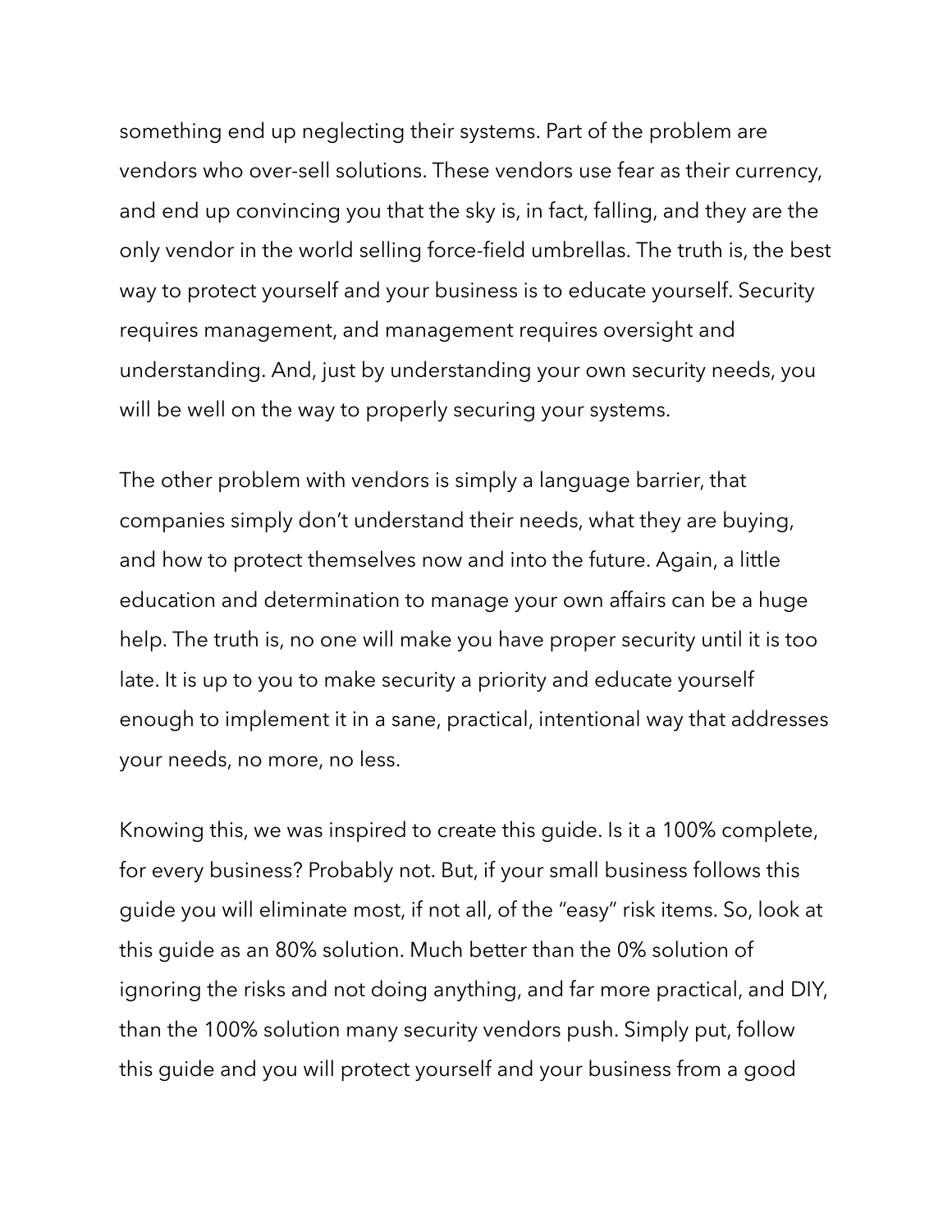something end up neglecting their systems. Part of the problem are vendors who over-sell solutions. These vendors use fear as their currency, and end up convincing you that the sky is, in fact, falling, and they are the only vendor in the world selling force-field umbrellas. The truth is, the best way to protect yourself and your business is to educate yourself. Security requires management, and management requires oversight and understanding. And, just by understanding your own security needs, you will be well on the way to properly securing your systems.

The other problem with vendors is simply a language barrier, that companies simply don't understand their needs, what they are buying, and how to protect themselves now and into the future. Again, a little education and determination to manage your own affairs can be a huge help. The truth is, no one will make you have proper security until it is too late. It is up to you to make security a priority and educate yourself enough to implement it in a sane, practical, intentional way that addresses your needs, no more, no less.

Knowing this, we was inspired to create this guide. Is it a 100% complete, for every business? Probably not. But, if your small business follows this guide you will eliminate most, if not all, of the "easy" risk items. So, look at this guide as an 80% solution. Much better than the 0% solution of ignoring the risks and not doing anything, and far more practical, and DIY, than the 100% solution many security vendors push. Simply put, follow this guide and you will protect yourself and your business from a good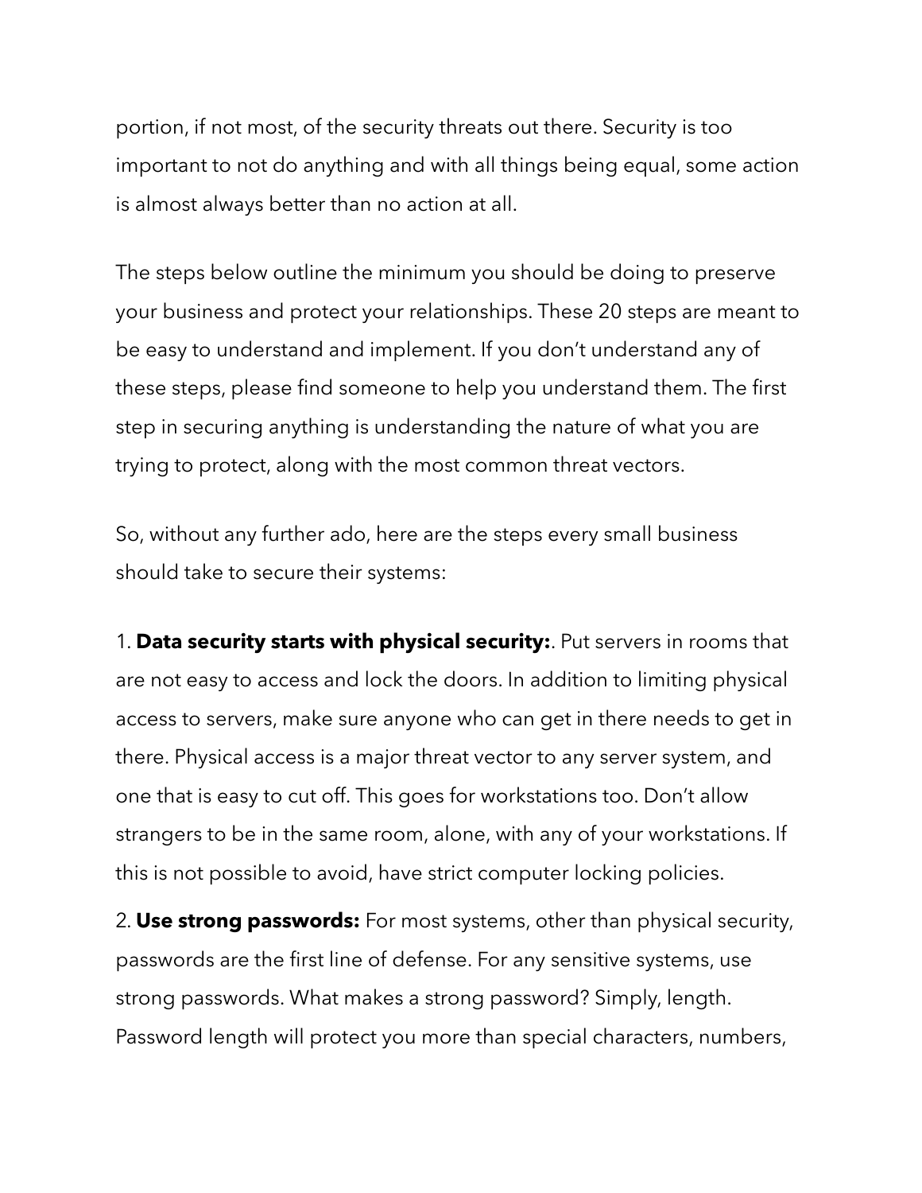portion, if not most, of the security threats out there. Security is too important to not do anything and with all things being equal, some action is almost always better than no action at all.

The steps below outline the minimum you should be doing to preserve your business and protect your relationships. These 20 steps are meant to be easy to understand and implement. If you don't understand any of these steps, please find someone to help you understand them. The first step in securing anything is understanding the nature of what you are trying to protect, along with the most common threat vectors.

So, without any further ado, here are the steps every small business should take to secure their systems:

1. **Data security starts with physical security:**. Put servers in rooms that are not easy to access and lock the doors. In addition to limiting physical access to servers, make sure anyone who can get in there needs to get in there. Physical access is a major threat vector to any server system, and one that is easy to cut off. This goes for workstations too. Don't allow strangers to be in the same room, alone, with any of your workstations. If this is not possible to avoid, have strict computer locking policies.

2. **Use strong passwords:** For most systems, other than physical security, passwords are the first line of defense. For any sensitive systems, use strong passwords. What makes a strong password? Simply, length. Password length will protect you more than special characters, numbers,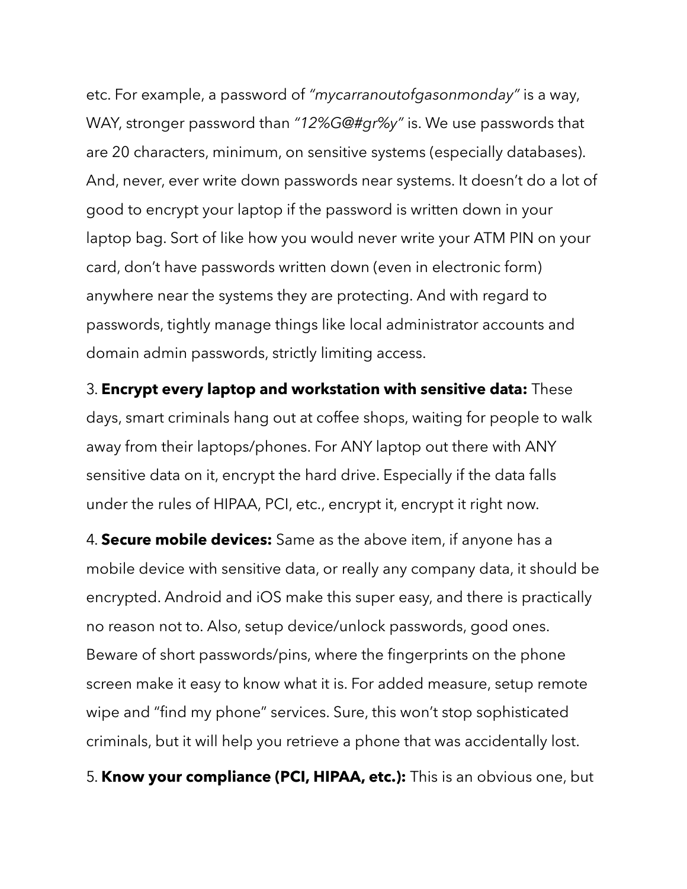etc. For example, a password of *"mycarranoutofgasonmonday"* is a way, WAY, stronger password than *"12%G@#gr%y"* is. We use passwords that are 20 characters, minimum, on sensitive systems (especially databases). And, never, ever write down passwords near systems. It doesn't do a lot of good to encrypt your laptop if the password is written down in your laptop bag. Sort of like how you would never write your ATM PIN on your card, don't have passwords written down (even in electronic form) anywhere near the systems they are protecting. And with regard to passwords, tightly manage things like local administrator accounts and domain admin passwords, strictly limiting access.

3. **Encrypt every laptop and workstation with sensitive data:** These days, smart criminals hang out at coffee shops, waiting for people to walk away from their laptops/phones. For ANY laptop out there with ANY sensitive data on it, encrypt the hard drive. Especially if the data falls under the rules of HIPAA, PCI, etc., encrypt it, encrypt it right now.

4. **Secure mobile devices:** Same as the above item, if anyone has a mobile device with sensitive data, or really any company data, it should be encrypted. Android and iOS make this super easy, and there is practically no reason not to. Also, setup device/unlock passwords, good ones. Beware of short passwords/pins, where the fingerprints on the phone screen make it easy to know what it is. For added measure, setup remote wipe and "find my phone" services. Sure, this won't stop sophisticated criminals, but it will help you retrieve a phone that was accidentally lost.

5. **Know your compliance (PCI, HIPAA, etc.):** This is an obvious one, but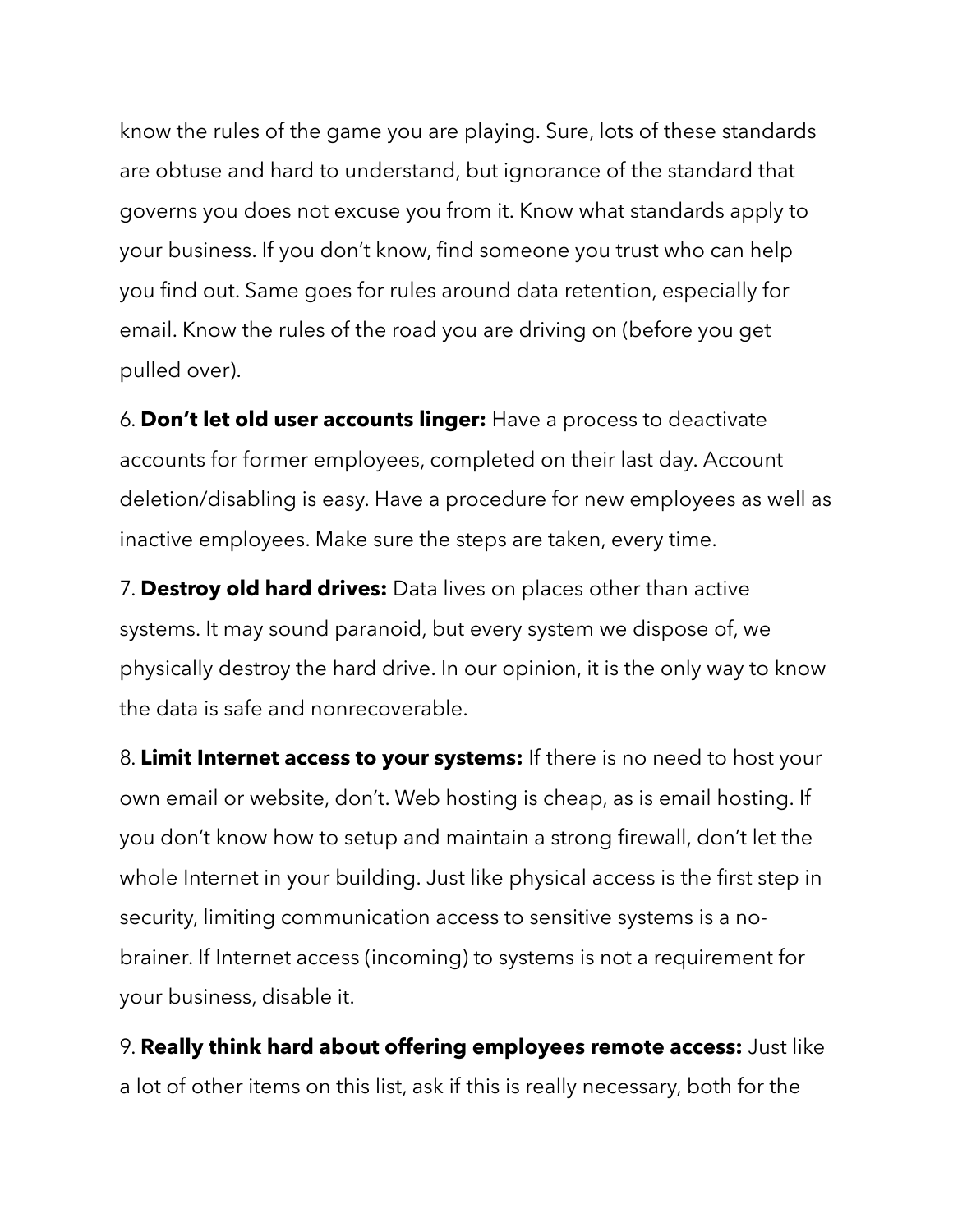know the rules of the game you are playing. Sure, lots of these standards are obtuse and hard to understand, but ignorance of the standard that governs you does not excuse you from it. Know what standards apply to your business. If you don't know, find someone you trust who can help you find out. Same goes for rules around data retention, especially for email. Know the rules of the road you are driving on (before you get pulled over).

6. **Don't let old user accounts linger:** Have a process to deactivate accounts for former employees, completed on their last day. Account deletion/disabling is easy. Have a procedure for new employees as well as inactive employees. Make sure the steps are taken, every time.

7. **Destroy old hard drives:** Data lives on places other than active systems. It may sound paranoid, but every system we dispose of, we physically destroy the hard drive. In our opinion, it is the only way to know the data is safe and nonrecoverable.

8. **Limit Internet access to your systems:** If there is no need to host your own email or website, don't. Web hosting is cheap, as is email hosting. If you don't know how to setup and maintain a strong firewall, don't let the whole Internet in your building. Just like physical access is the first step in security, limiting communication access to sensitive systems is a no-brainer. If Internet access (incoming) to systems is not a requirement for your business, disable it.

9. **Really think hard about offering employees remote access:** Just like a lot of other items on this list, ask if this is really necessary, both for the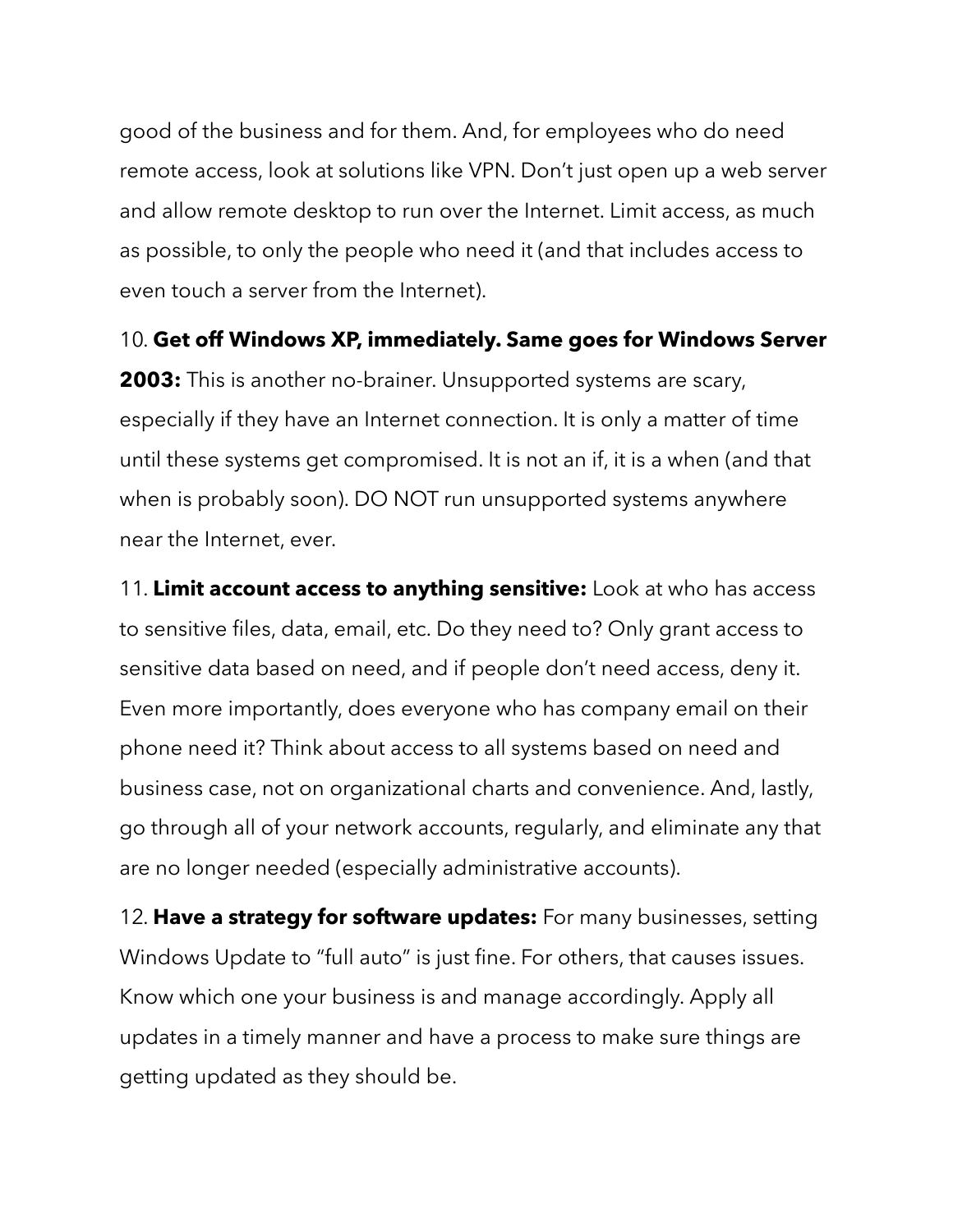good of the business and for them. And, for employees who do need remote access, look at solutions like VPN. Don't just open up a web server and allow remote desktop to run over the Internet. Limit access, as much as possible, to only the people who need it (and that includes access to even touch a server from the Internet).

10. **Get off Windows XP, immediately. Same goes for Windows Server 2003:** This is another no-brainer. Unsupported systems are scary, especially if they have an Internet connection. It is only a matter of time until these systems get compromised. It is not an if, it is a when (and that when is probably soon). DO NOT run unsupported systems anywhere near the Internet, ever.

11. **Limit account access to anything sensitive:** Look at who has access to sensitive files, data, email, etc. Do they need to? Only grant access to sensitive data based on need, and if people don't need access, deny it. Even more importantly, does everyone who has company email on their phone need it? Think about access to all systems based on need and business case, not on organizational charts and convenience. And, lastly, go through all of your network accounts, regularly, and eliminate any that are no longer needed (especially administrative accounts).

12. **Have a strategy for software updates:** For many businesses, setting Windows Update to "full auto" is just fine. For others, that causes issues. Know which one your business is and manage accordingly. Apply all updates in a timely manner and have a process to make sure things are getting updated as they should be.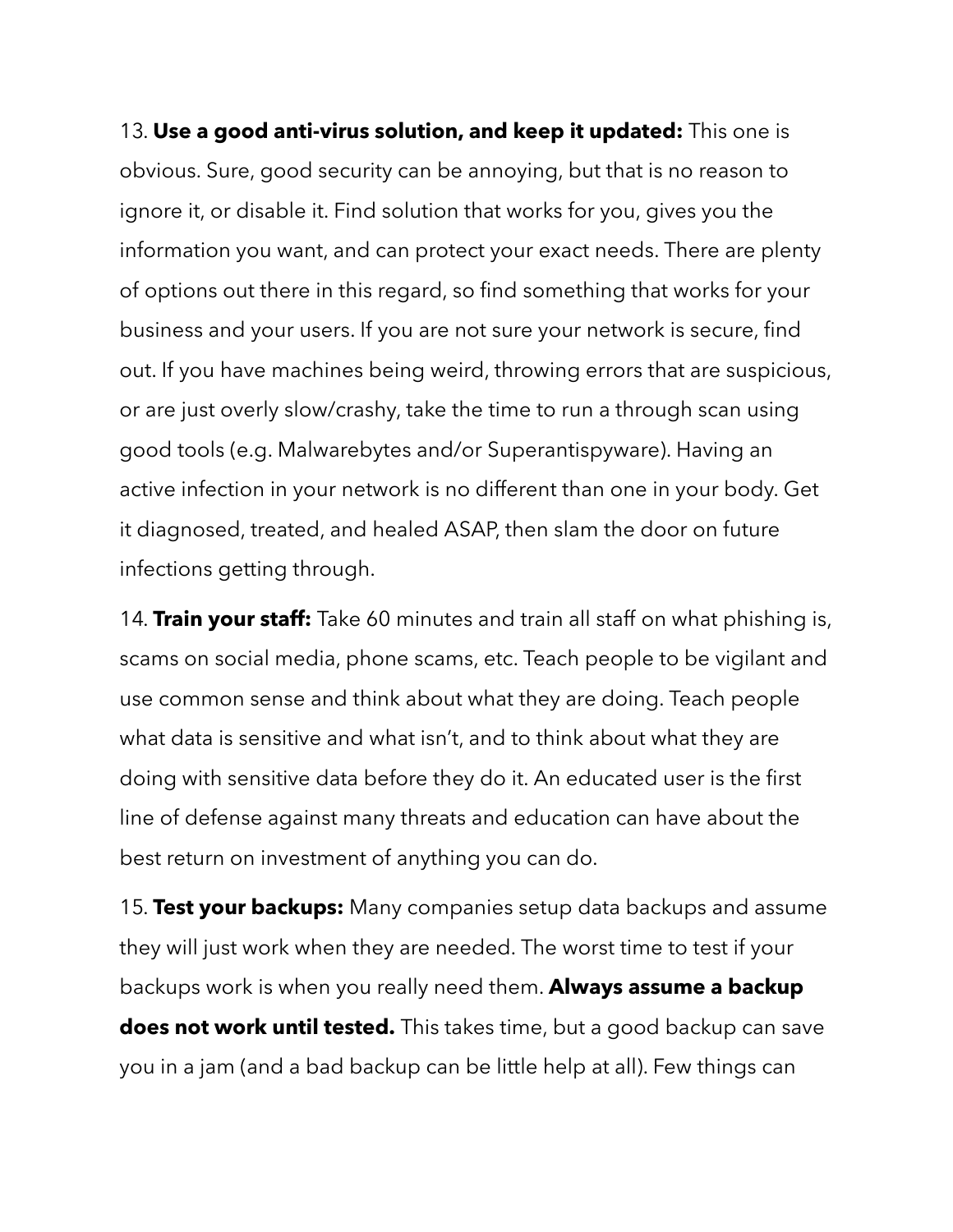13. **Use a good anti-virus solution, and keep it updated:** This one is obvious. Sure, good security can be annoying, but that is no reason to ignore it, or disable it. Find solution that works for you, gives you the information you want, and can protect your exact needs. There are plenty of options out there in this regard, so find something that works for your business and your users. If you are not sure your network is secure, find out. If you have machines being weird, throwing errors that are suspicious, or are just overly slow/crashy, take the time to run a through scan using good tools (e.g. Malwarebytes and/or Superantispyware). Having an active infection in your network is no different than one in your body. Get it diagnosed, treated, and healed ASAP, then slam the door on future infections getting through.

14. **Train your staff:** Take 60 minutes and train all staff on what phishing is, scams on social media, phone scams, etc. Teach people to be vigilant and use common sense and think about what they are doing. Teach people what data is sensitive and what isn't, and to think about what they are doing with sensitive data before they do it. An educated user is the first line of defense against many threats and education can have about the best return on investment of anything you can do.

15. **Test your backups:** Many companies setup data backups and assume they will just work when they are needed. The worst time to test if your backups work is when you really need them. **Always assume a backup does not work until tested.** This takes time, but a good backup can save you in a jam (and a bad backup can be little help at all). Few things can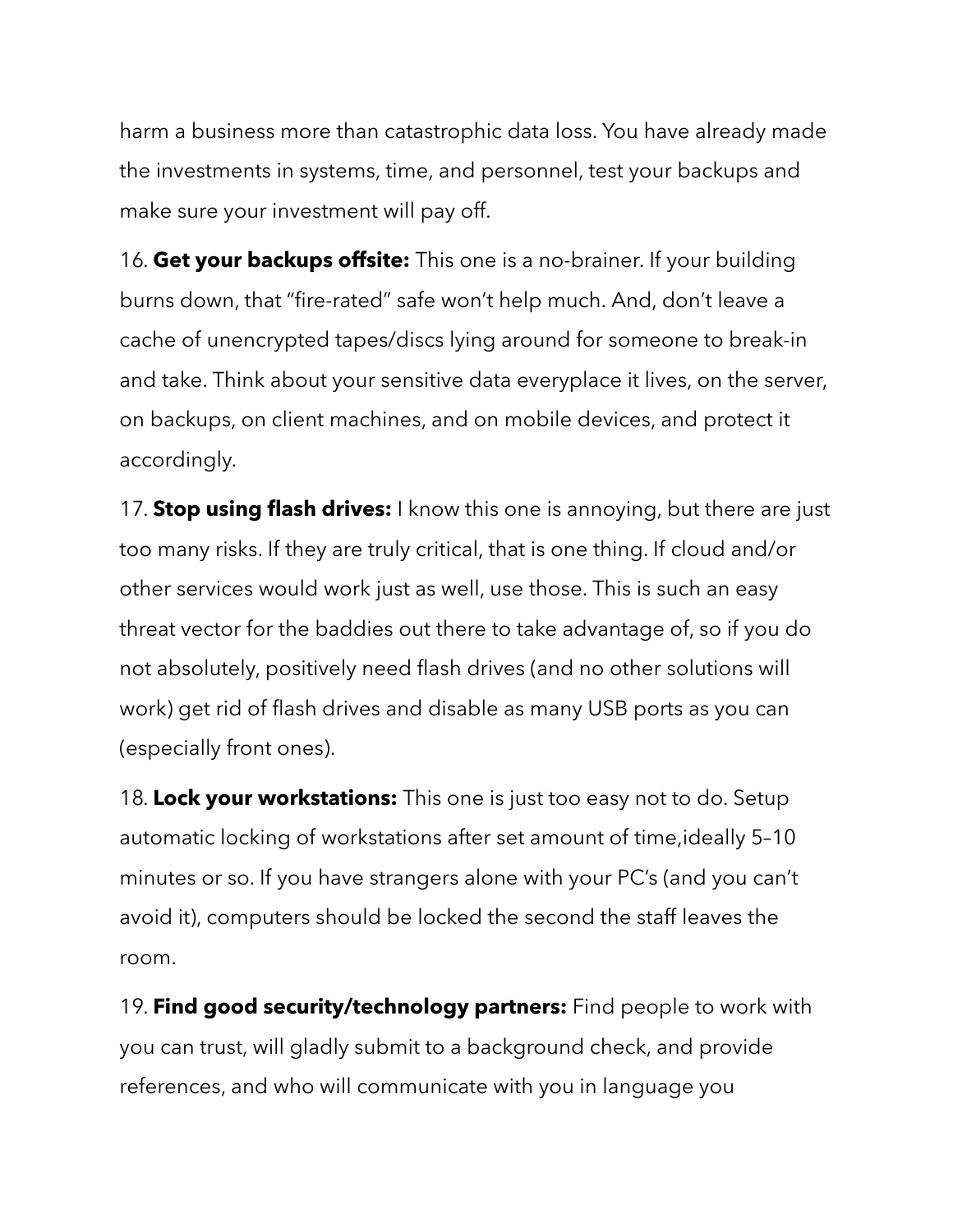harm a business more than catastrophic data loss. You have already made the investments in systems, time, and personnel, test your backups and make sure your investment will pay off.

16. **Get your backups offsite:** This one is a no-brainer. If your building burns down, that "fire-rated" safe won't help much. And, don't leave a cache of unencrypted tapes/discs lying around for someone to break-in and take. Think about your sensitive data everyplace it lives, on the server, on backups, on client machines, and on mobile devices, and protect it accordingly.

17. **Stop using flash drives:** I know this one is annoying, but there are just too many risks. If they are truly critical, that is one thing. If cloud and/or other services would work just as well, use those. This is such an easy threat vector for the baddies out there to take advantage of, so if you do not absolutely, positively need flash drives (and no other solutions will work) get rid of flash drives and disable as many USB ports as you can (especially front ones).

18. **Lock your workstations:** This one is just too easy not to do. Setup automatic locking of workstations after set amount of time,ideally 5–10 minutes or so. If you have strangers alone with your PC's (and you can't avoid it), computers should be locked the second the staff leaves the room.

19. **Find good security/technology partners:** Find people to work with you can trust, will gladly submit to a background check, and provide references, and who will communicate with you in language you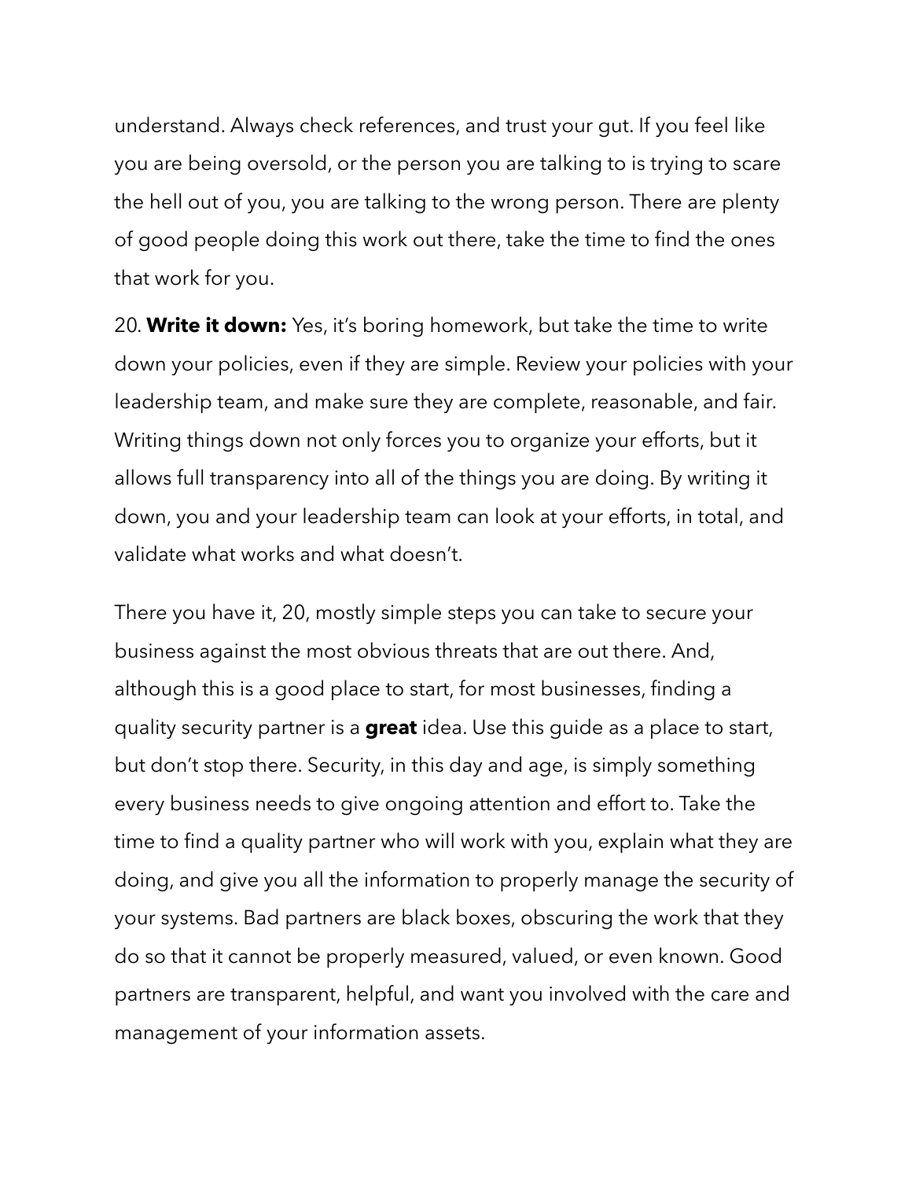understand. Always check references, and trust your gut. If you feel like you are being oversold, or the person you are talking to is trying to scare the hell out of you, you are talking to the wrong person. There are plenty of good people doing this work out there, take the time to find the ones that work for you.

20. **Write it down:** Yes, it's boring homework, but take the time to write down your policies, even if they are simple. Review your policies with your leadership team, and make sure they are complete, reasonable, and fair. Writing things down not only forces you to organize your efforts, but it allows full transparency into all of the things you are doing. By writing it down, you and your leadership team can look at your efforts, in total, and validate what works and what doesn't.

There you have it, 20, mostly simple steps you can take to secure your business against the most obvious threats that are out there. And, although this is a good place to start, for most businesses, finding a quality security partner is a **great** idea. Use this guide as a place to start, but don't stop there. Security, in this day and age, is simply something every business needs to give ongoing attention and effort to. Take the time to find a quality partner who will work with you, explain what they are doing, and give you all the information to properly manage the security of your systems. Bad partners are black boxes, obscuring the work that they do so that it cannot be properly measured, valued, or even known. Good partners are transparent, helpful, and want you involved with the care and management of your information assets.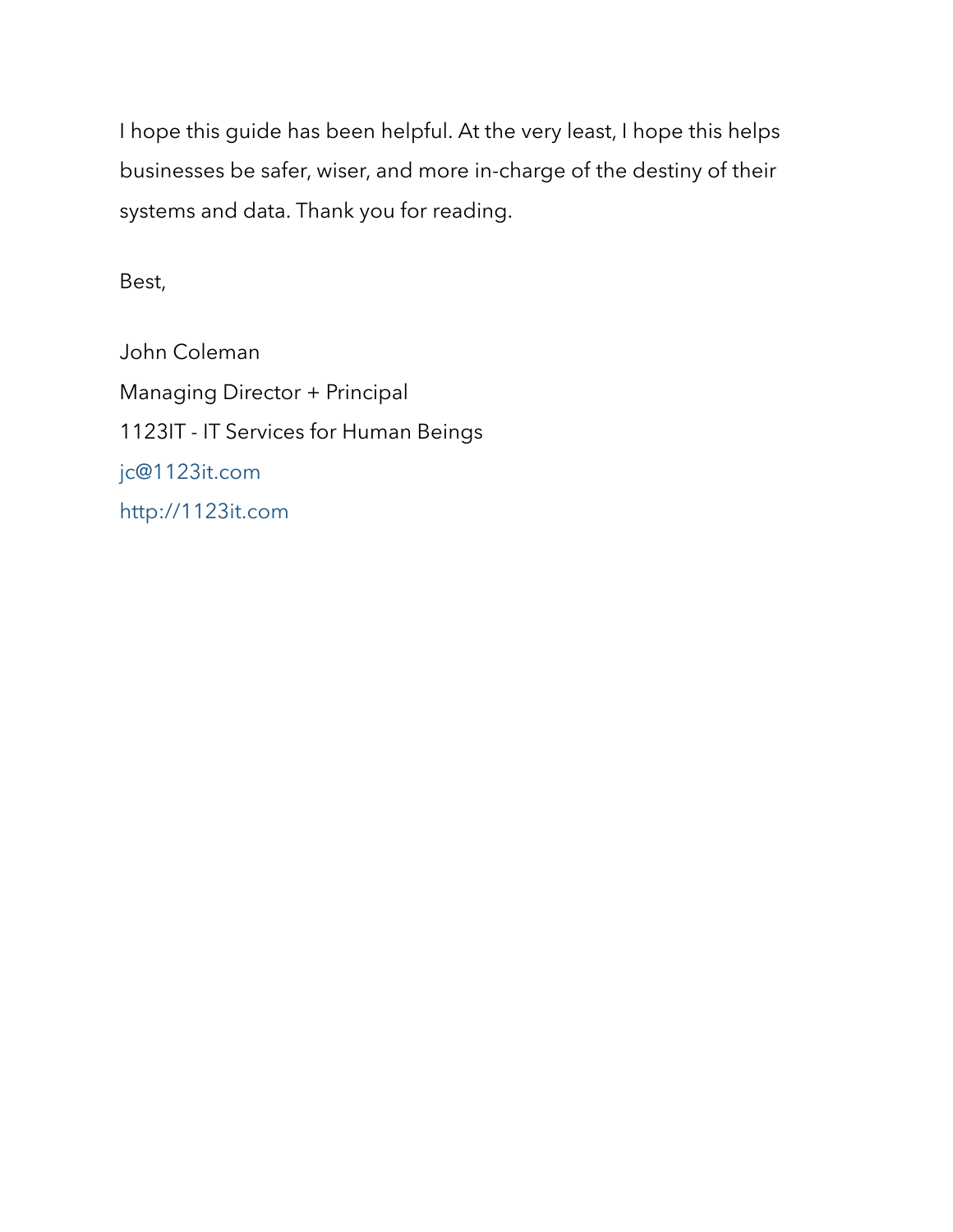I hope this guide has been helpful. At the very least, I hope this helps businesses be safer, wiser, and more in-charge of the destiny of their systems and data. Thank you for reading.

Best,

John Coleman  
Managing Director + Principal  
1123IT - IT Services for Human Beings  
jc@1123it.com  
http://1123it.com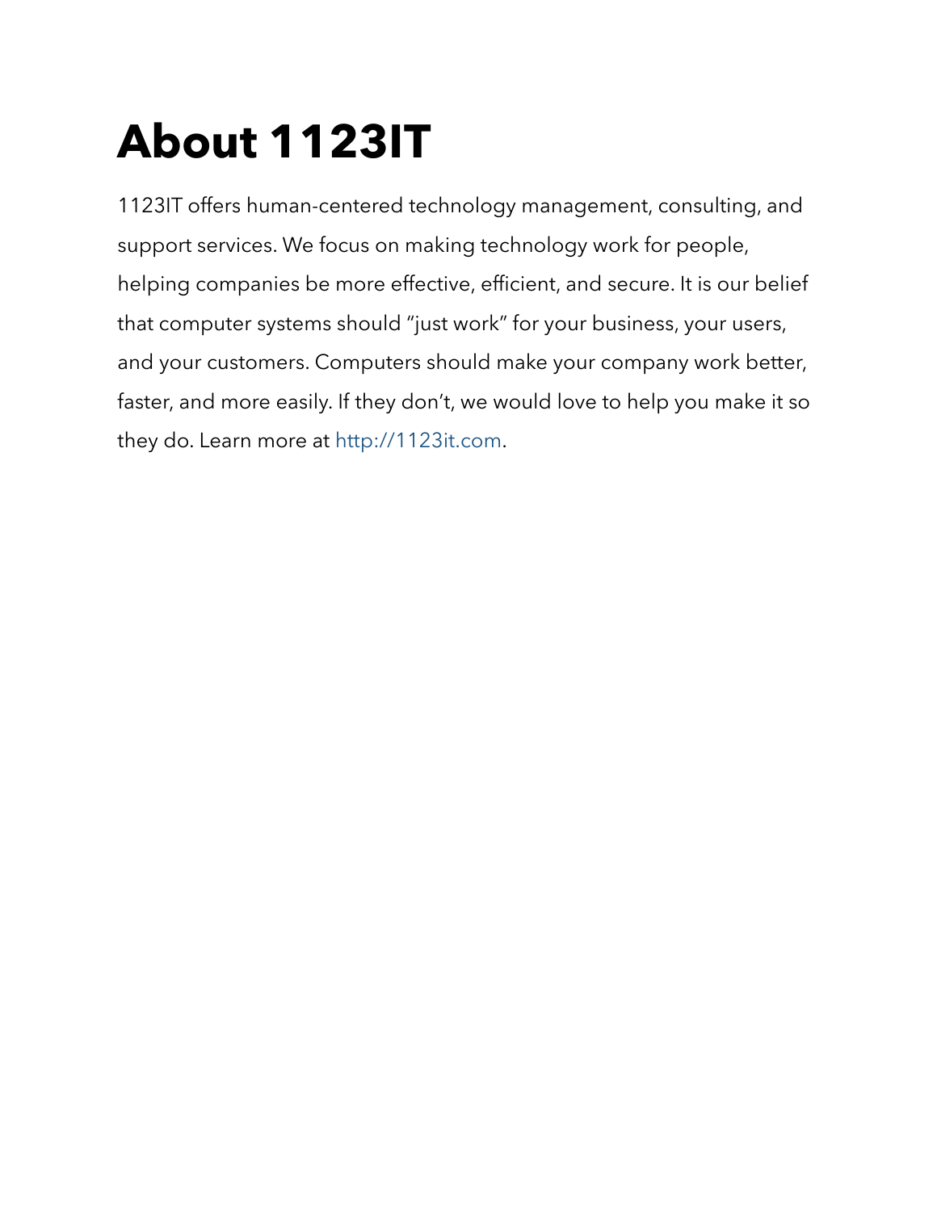# About 1123IT

1123IT offers human-centered technology management, consulting, and support services. We focus on making technology work for people, helping companies be more effective, efficient, and secure. It is our belief that computer systems should "just work" for your business, your users, and your customers. Computers should make your company work better, faster, and more easily. If they don't, we would love to help you make it so they do. Learn more at http://1123it.com.